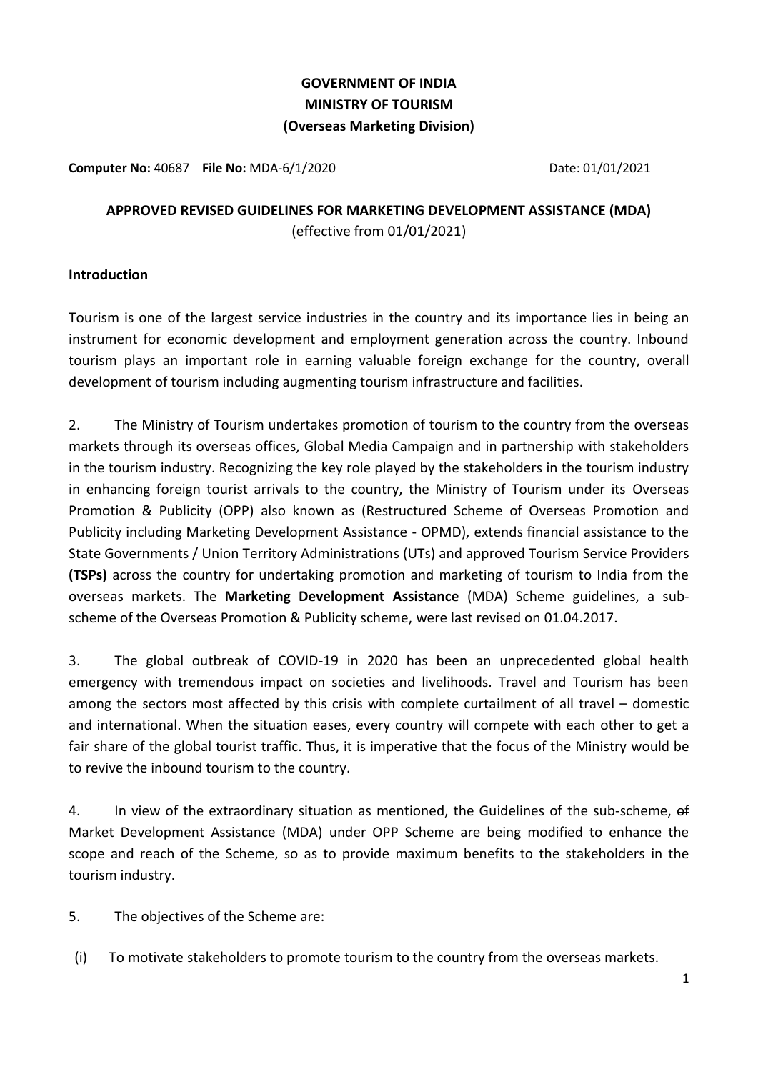**GOVERNMENT OF INDIA**
**MINISTRY OF TOURISM**
**(Overseas Marketing Division)**

**Computer No:** 40687 **File No:** MDA-6/1/2020 Date: 01/01/2021

## APPROVED REVISED GUIDELINES FOR MARKETING DEVELOPMENT ASSISTANCE (MDA)

(effective from 01/01/2021)

### Introduction

Tourism is one of the largest service industries in the country and its importance lies in being an instrument for economic development and employment generation across the country. Inbound tourism plays an important role in earning valuable foreign exchange for the country, overall development of tourism including augmenting tourism infrastructure and facilities.

2. The Ministry of Tourism undertakes promotion of tourism to the country from the overseas markets through its overseas offices, Global Media Campaign and in partnership with stakeholders in the tourism industry. Recognizing the key role played by the stakeholders in the tourism industry in enhancing foreign tourist arrivals to the country, the Ministry of Tourism under its Overseas Promotion & Publicity (OPP) also known as (Restructured Scheme of Overseas Promotion and Publicity including Marketing Development Assistance - OPMD), extends financial assistance to the State Governments / Union Territory Administrations (UTs) and approved Tourism Service Providers **(TSPs)** across the country for undertaking promotion and marketing of tourism to India from the overseas markets. The **Marketing Development Assistance** (MDA) Scheme guidelines, a sub-scheme of the Overseas Promotion & Publicity scheme, were last revised on 01.04.2017.

3. The global outbreak of COVID-19 in 2020 has been an unprecedented global health emergency with tremendous impact on societies and livelihoods. Travel and Tourism has been among the sectors most affected by this crisis with complete curtailment of all travel – domestic and international. When the situation eases, every country will compete with each other to get a fair share of the global tourist traffic. Thus, it is imperative that the focus of the Ministry would be to revive the inbound tourism to the country.

4. In view of the extraordinary situation as mentioned, the Guidelines of the sub-scheme, ~~of~~ Market Development Assistance (MDA) under OPP Scheme are being modified to enhance the scope and reach of the Scheme, so as to provide maximum benefits to the stakeholders in the tourism industry.

5. The objectives of the Scheme are:

(i) To motivate stakeholders to promote tourism to the country from the overseas markets.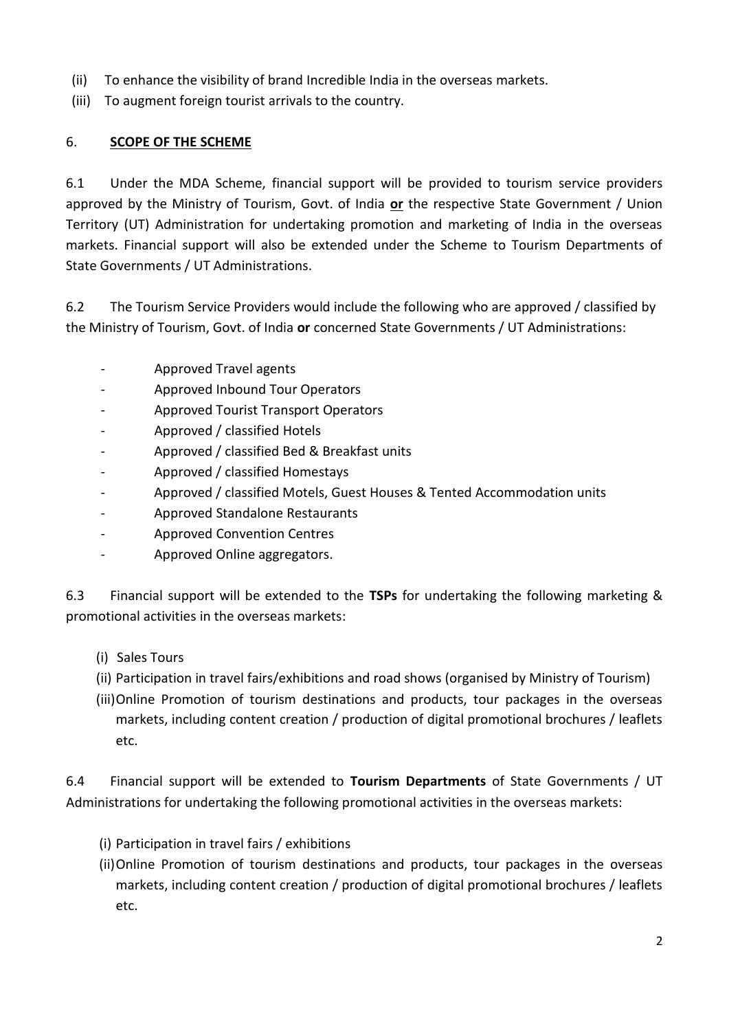(ii) To enhance the visibility of brand Incredible India in the overseas markets.

(iii) To augment foreign tourist arrivals to the country.

## 6. **SCOPE OF THE SCHEME**

6.1 Under the MDA Scheme, financial support will be provided to tourism service providers approved by the Ministry of Tourism, Govt. of India **or** the respective State Government / Union Territory (UT) Administration for undertaking promotion and marketing of India in the overseas markets. Financial support will also be extended under the Scheme to Tourism Departments of State Governments / UT Administrations.

6.2 The Tourism Service Providers would include the following who are approved / classified by the Ministry of Tourism, Govt. of India **or** concerned State Governments / UT Administrations:

- Approved Travel agents
- Approved Inbound Tour Operators
- Approved Tourist Transport Operators
- Approved / classified Hotels
- Approved / classified Bed & Breakfast units
- Approved / classified Homestays
- Approved / classified Motels, Guest Houses & Tented Accommodation units
- Approved Standalone Restaurants
- Approved Convention Centres
- Approved Online aggregators.

6.3 Financial support will be extended to the **TSPs** for undertaking the following marketing & promotional activities in the overseas markets:

(i) Sales Tours

(ii) Participation in travel fairs/exhibitions and road shows (organised by Ministry of Tourism)

(iii) Online Promotion of tourism destinations and products, tour packages in the overseas markets, including content creation / production of digital promotional brochures / leaflets etc.

6.4 Financial support will be extended to **Tourism Departments** of State Governments / UT Administrations for undertaking the following promotional activities in the overseas markets:

(i) Participation in travel fairs / exhibitions

(ii) Online Promotion of tourism destinations and products, tour packages in the overseas markets, including content creation / production of digital promotional brochures / leaflets etc.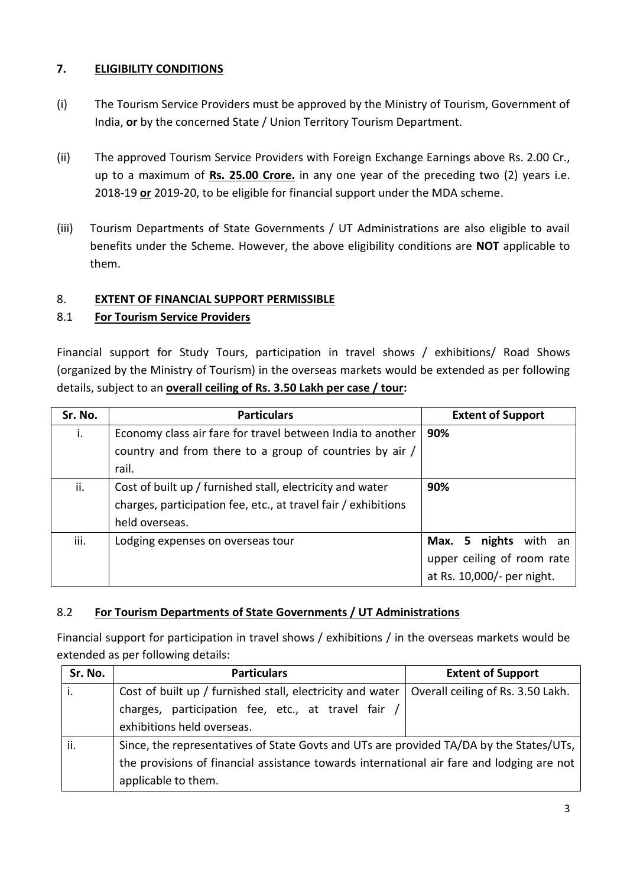## 7. ELIGIBILITY CONDITIONS

(i) The Tourism Service Providers must be approved by the Ministry of Tourism, Government of India, **or** by the concerned State / Union Territory Tourism Department.

(ii) The approved Tourism Service Providers with Foreign Exchange Earnings above Rs. 2.00 Cr., up to a maximum of **Rs. 25.00 Crore.** in any one year of the preceding two (2) years i.e. 2018-19 **or** 2019-20, to be eligible for financial support under the MDA scheme.

(iii) Tourism Departments of State Governments / UT Administrations are also eligible to avail benefits under the Scheme. However, the above eligibility conditions are **NOT** applicable to them.

## 8. EXTENT OF FINANCIAL SUPPORT PERMISSIBLE

### 8.1 For Tourism Service Providers

Financial support for Study Tours, participation in travel shows / exhibitions/ Road Shows (organized by the Ministry of Tourism) in the overseas markets would be extended as per following details, subject to an **overall ceiling of Rs. 3.50 Lakh per case / tour:**

| Sr. No. | Particulars | Extent of Support |
|---|---|---|
| i. | Economy class air fare for travel between India to another country and from there to a group of countries by air / rail. | **90%** |
| ii. | Cost of built up / furnished stall, electricity and water charges, participation fee, etc., at travel fair / exhibitions held overseas. | **90%** |
| iii. | Lodging expenses on overseas tour | **Max. 5 nights** with an upper ceiling of room rate at Rs. 10,000/- per night. |

### 8.2 For Tourism Departments of State Governments / UT Administrations

Financial support for participation in travel shows / exhibitions / in the overseas markets would be extended as per following details:

| Sr. No. | Particulars | Extent of Support |
|---|---|---|
| i. | Cost of built up / furnished stall, electricity and water charges, participation fee, etc., at travel fair / exhibitions held overseas. | Overall ceiling of Rs. 3.50 Lakh. |
| ii. | Since, the representatives of State Govts and UTs are provided TA/DA by the States/UTs, the provisions of financial assistance towards international air fare and lodging are not applicable to them. | |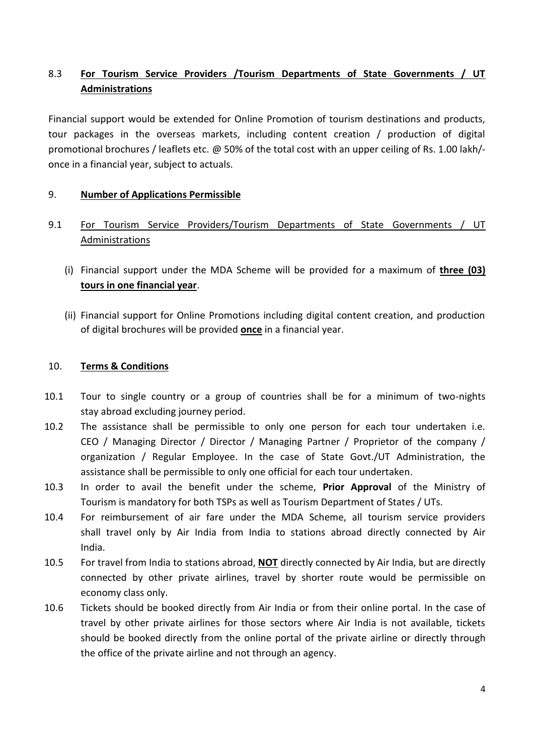## 8.3 **For Tourism Service Providers /Tourism Departments of State Governments / UT Administrations**

Financial support would be extended for Online Promotion of tourism destinations and products, tour packages in the overseas markets, including content creation / production of digital promotional brochures / leaflets etc. @ 50% of the total cost with an upper ceiling of Rs. 1.00 lakh/- once in a financial year, subject to actuals.

## 9. **Number of Applications Permissible**

### 9.1 For Tourism Service Providers/Tourism Departments of State Governments / UT Administrations

(i) Financial support under the MDA Scheme will be provided for a maximum of **three (03) tours in one financial year**.

(ii) Financial support for Online Promotions including digital content creation, and production of digital brochures will be provided **once** in a financial year.

## 10. **Terms & Conditions**

10.1 Tour to single country or a group of countries shall be for a minimum of two-nights stay abroad excluding journey period.

10.2 The assistance shall be permissible to only one person for each tour undertaken i.e. CEO / Managing Director / Director / Managing Partner / Proprietor of the company / organization / Regular Employee. In the case of State Govt./UT Administration, the assistance shall be permissible to only one official for each tour undertaken.

10.3 In order to avail the benefit under the scheme, **Prior Approval** of the Ministry of Tourism is mandatory for both TSPs as well as Tourism Department of States / UTs.

10.4 For reimbursement of air fare under the MDA Scheme, all tourism service providers shall travel only by Air India from India to stations abroad directly connected by Air India.

10.5 For travel from India to stations abroad, **NOT** directly connected by Air India, but are directly connected by other private airlines, travel by shorter route would be permissible on economy class only.

10.6 Tickets should be booked directly from Air India or from their online portal. In the case of travel by other private airlines for those sectors where Air India is not available, tickets should be booked directly from the online portal of the private airline or directly through the office of the private airline and not through an agency.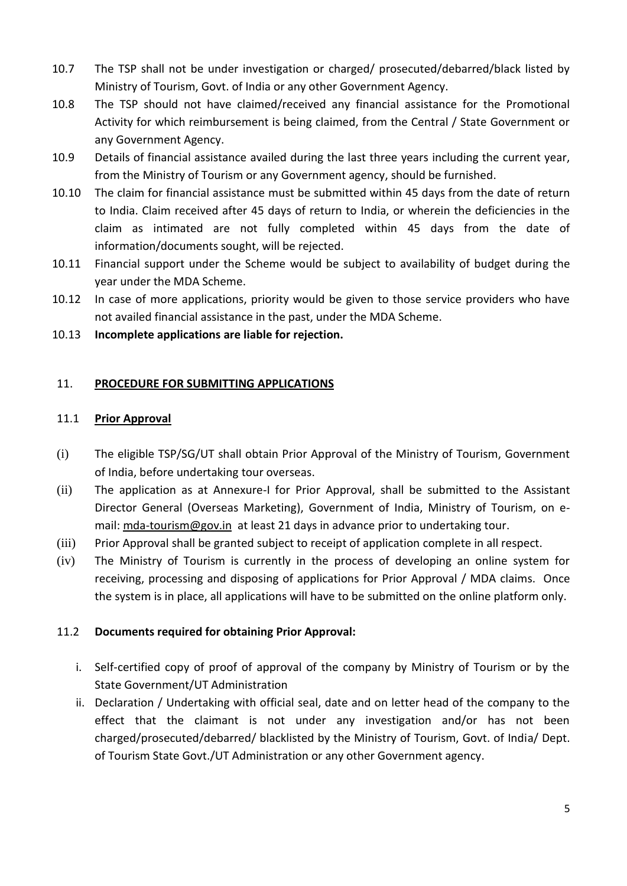10.7 The TSP shall not be under investigation or charged/ prosecuted/debarred/black listed by Ministry of Tourism, Govt. of India or any other Government Agency.

10.8 The TSP should not have claimed/received any financial assistance for the Promotional Activity for which reimbursement is being claimed, from the Central / State Government or any Government Agency.

10.9 Details of financial assistance availed during the last three years including the current year, from the Ministry of Tourism or any Government agency, should be furnished.

10.10 The claim for financial assistance must be submitted within 45 days from the date of return to India. Claim received after 45 days of return to India, or wherein the deficiencies in the claim as intimated are not fully completed within 45 days from the date of information/documents sought, will be rejected.

10.11 Financial support under the Scheme would be subject to availability of budget during the year under the MDA Scheme.

10.12 In case of more applications, priority would be given to those service providers who have not availed financial assistance in the past, under the MDA Scheme.

10.13 **Incomplete applications are liable for rejection.**

## 11. PROCEDURE FOR SUBMITTING APPLICATIONS

### 11.1 Prior Approval

(i) The eligible TSP/SG/UT shall obtain Prior Approval of the Ministry of Tourism, Government of India, before undertaking tour overseas.

(ii) The application as at Annexure-I for Prior Approval, shall be submitted to the Assistant Director General (Overseas Marketing), Government of India, Ministry of Tourism, on e-mail: mda-tourism@gov.in at least 21 days in advance prior to undertaking tour.

(iii) Prior Approval shall be granted subject to receipt of application complete in all respect.

(iv) The Ministry of Tourism is currently in the process of developing an online system for receiving, processing and disposing of applications for Prior Approval / MDA claims. Once the system is in place, all applications will have to be submitted on the online platform only.

### 11.2 Documents required for obtaining Prior Approval:

i. Self-certified copy of proof of approval of the company by Ministry of Tourism or by the State Government/UT Administration

ii. Declaration / Undertaking with official seal, date and on letter head of the company to the effect that the claimant is not under any investigation and/or has not been charged/prosecuted/debarred/ blacklisted by the Ministry of Tourism, Govt. of India/ Dept. of Tourism State Govt./UT Administration or any other Government agency.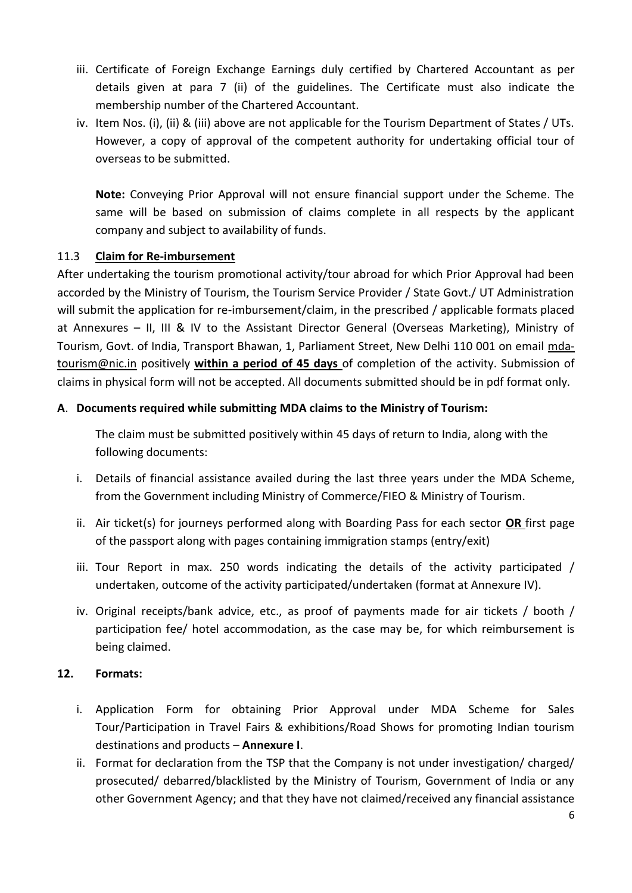iii. Certificate of Foreign Exchange Earnings duly certified by Chartered Accountant as per details given at para 7 (ii) of the guidelines. The Certificate must also indicate the membership number of the Chartered Accountant.

iv. Item Nos. (i), (ii) & (iii) above are not applicable for the Tourism Department of States / UTs. However, a copy of approval of the competent authority for undertaking official tour of overseas to be submitted.

**Note:** Conveying Prior Approval will not ensure financial support under the Scheme. The same will be based on submission of claims complete in all respects by the applicant company and subject to availability of funds.

11.3 **Claim for Re-imbursement**

After undertaking the tourism promotional activity/tour abroad for which Prior Approval had been accorded by the Ministry of Tourism, the Tourism Service Provider / State Govt./ UT Administration will submit the application for re-imbursement/claim, in the prescribed / applicable formats placed at Annexures – II, III & IV to the Assistant Director General (Overseas Marketing), Ministry of Tourism, Govt. of India, Transport Bhawan, 1, Parliament Street, New Delhi 110 001 on email mda-tourism@nic.in positively **within a period of 45 days** of completion of the activity. Submission of claims in physical form will not be accepted. All documents submitted should be in pdf format only.

**A. Documents required while submitting MDA claims to the Ministry of Tourism:**

The claim must be submitted positively within 45 days of return to India, along with the following documents:

i. Details of financial assistance availed during the last three years under the MDA Scheme, from the Government including Ministry of Commerce/FIEO & Ministry of Tourism.

ii. Air ticket(s) for journeys performed along with Boarding Pass for each sector **OR** first page of the passport along with pages containing immigration stamps (entry/exit)

iii. Tour Report in max. 250 words indicating the details of the activity participated / undertaken, outcome of the activity participated/undertaken (format at Annexure IV).

iv. Original receipts/bank advice, etc., as proof of payments made for air tickets / booth / participation fee/ hotel accommodation, as the case may be, for which reimbursement is being claimed.

**12. Formats:**

i. Application Form for obtaining Prior Approval under MDA Scheme for Sales Tour/Participation in Travel Fairs & exhibitions/Road Shows for promoting Indian tourism destinations and products – **Annexure I**.

ii. Format for declaration from the TSP that the Company is not under investigation/ charged/ prosecuted/ debarred/blacklisted by the Ministry of Tourism, Government of India or any other Government Agency; and that they have not claimed/received any financial assistance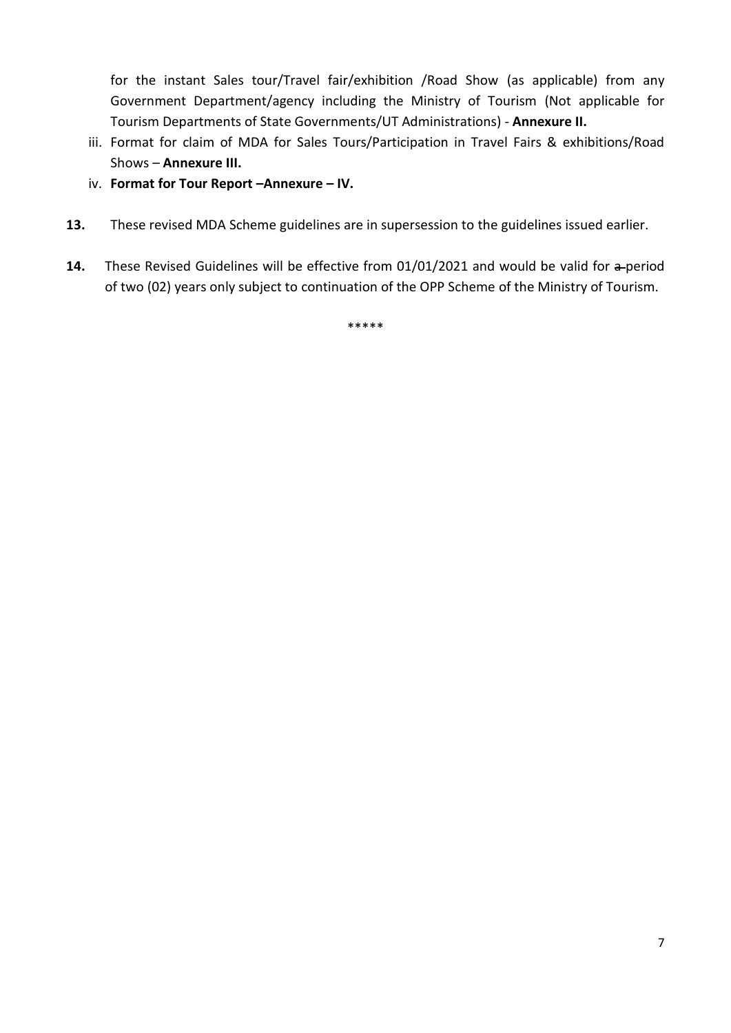for the instant Sales tour/Travel fair/exhibition /Road Show (as applicable) from any Government Department/agency including the Ministry of Tourism (Not applicable for Tourism Departments of State Governments/UT Administrations) - **Annexure II.**

iii. Format for claim of MDA for Sales Tours/Participation in Travel Fairs & exhibitions/Road Shows – **Annexure III.**

iv. **Format for Tour Report –Annexure – IV.**

**13.** These revised MDA Scheme guidelines are in supersession to the guidelines issued earlier.

**14.** These Revised Guidelines will be effective from 01/01/2021 and would be valid for ~~a~~ period of two (02) years only subject to continuation of the OPP Scheme of the Ministry of Tourism.

*****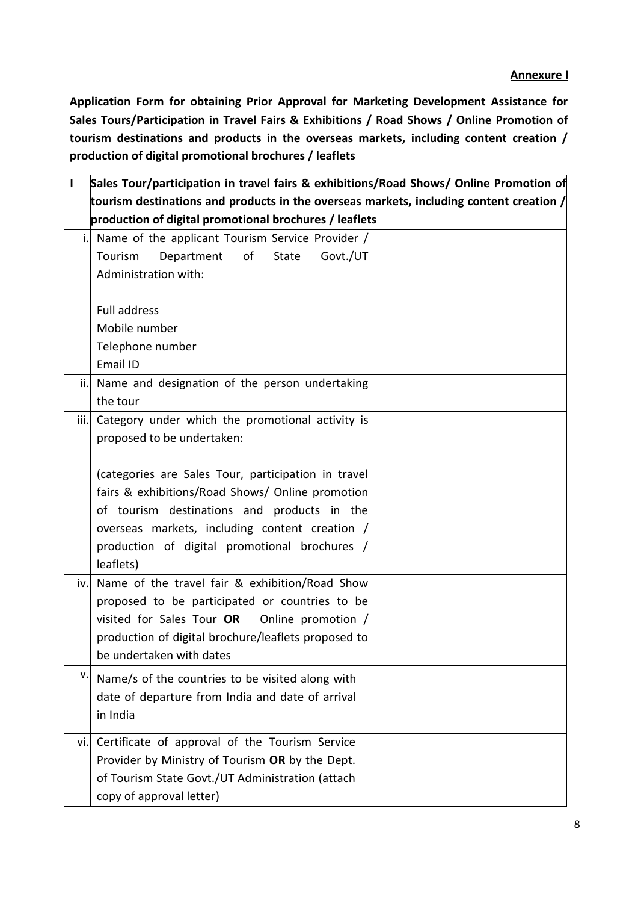**Annexure I**

**Application Form for obtaining Prior Approval for Marketing Development Assistance for Sales Tours/Participation in Travel Fairs & Exhibitions / Road Shows / Online Promotion of tourism destinations and products in the overseas markets, including content creation / production of digital promotional brochures / leaflets**

| I | **Sales Tour/participation in travel fairs & exhibitions/Road Shows/ Online Promotion of tourism destinations and products in the overseas markets, including content creation / production of digital promotional brochures / leaflets** | |
|---|---|---|
| i. | Name of the applicant Tourism Service Provider / Tourism Department of State Govt./UT Administration with:<br><br>Full address<br>Mobile number<br>Telephone number<br>Email ID | |
| ii. | Name and designation of the person undertaking the tour | |
| iii. | Category under which the promotional activity is proposed to be undertaken:<br><br>(categories are Sales Tour, participation in travel fairs & exhibitions/Road Shows/ Online promotion of tourism destinations and products in the overseas markets, including content creation / production of digital promotional brochures / leaflets) | |
| iv. | Name of the travel fair & exhibition/Road Show proposed to be participated or countries to be visited for Sales Tour **OR** Online promotion / production of digital brochure/leaflets proposed to be undertaken with dates | |
| v. | Name/s of the countries to be visited along with date of departure from India and date of arrival in India | |
| vi. | Certificate of approval of the Tourism Service Provider by Ministry of Tourism **OR** by the Dept. of Tourism State Govt./UT Administration (attach copy of approval letter) | |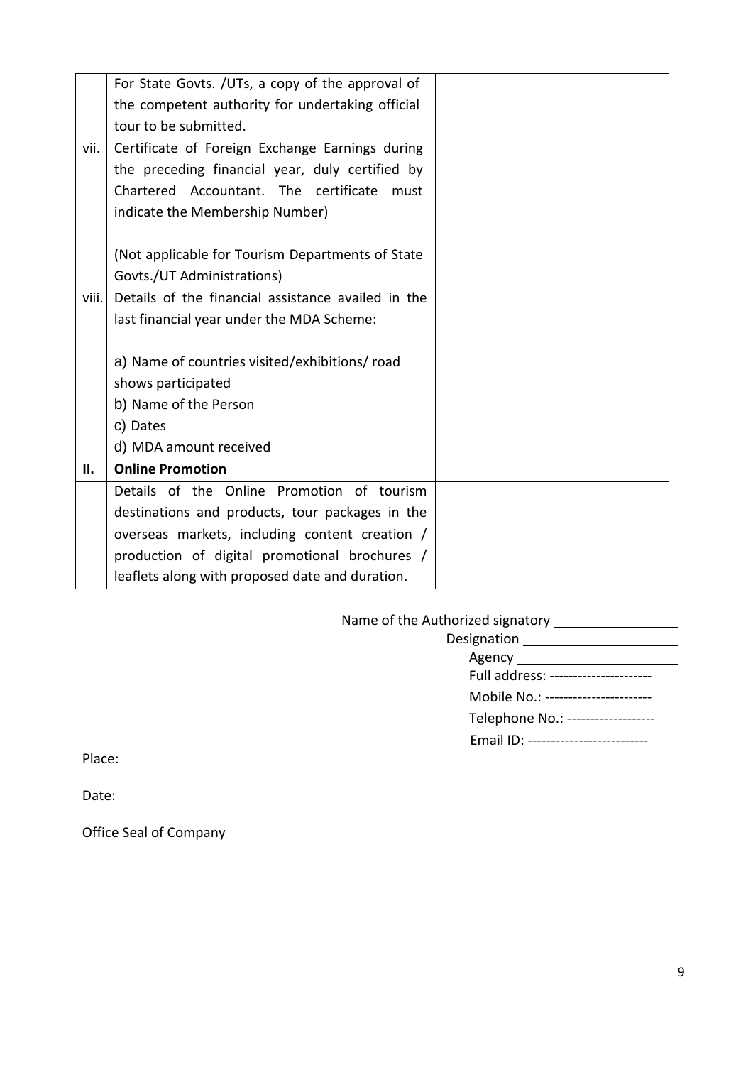|  |  |  |
|---|---|---|
|  | For State Govts. /UTs, a copy of the approval of the competent authority for undertaking official tour to be submitted. |  |
| vii. | Certificate of Foreign Exchange Earnings during the preceding financial year, duly certified by Chartered Accountant. The certificate must indicate the Membership Number)<br><br>(Not applicable for Tourism Departments of State Govts./UT Administrations) |  |
| viii. | Details of the financial assistance availed in the last financial year under the MDA Scheme:<br><br>a) Name of countries visited/exhibitions/ road shows participated<br>b) Name of the Person<br>c) Dates<br>d) MDA amount received |  |
| **II.** | **Online Promotion** |  |
|  | Details of the Online Promotion of tourism destinations and products, tour packages in the overseas markets, including content creation / production of digital promotional brochures / leaflets along with proposed date and duration. |  |

Name of the Authorized signatory ________________

Designation ____________________

Agency ____________________

Full address: ---------------------

Mobile No.: ----------------------

Telephone No.: ------------------

Email ID: -------------------------

Place:

Date:

Office Seal of Company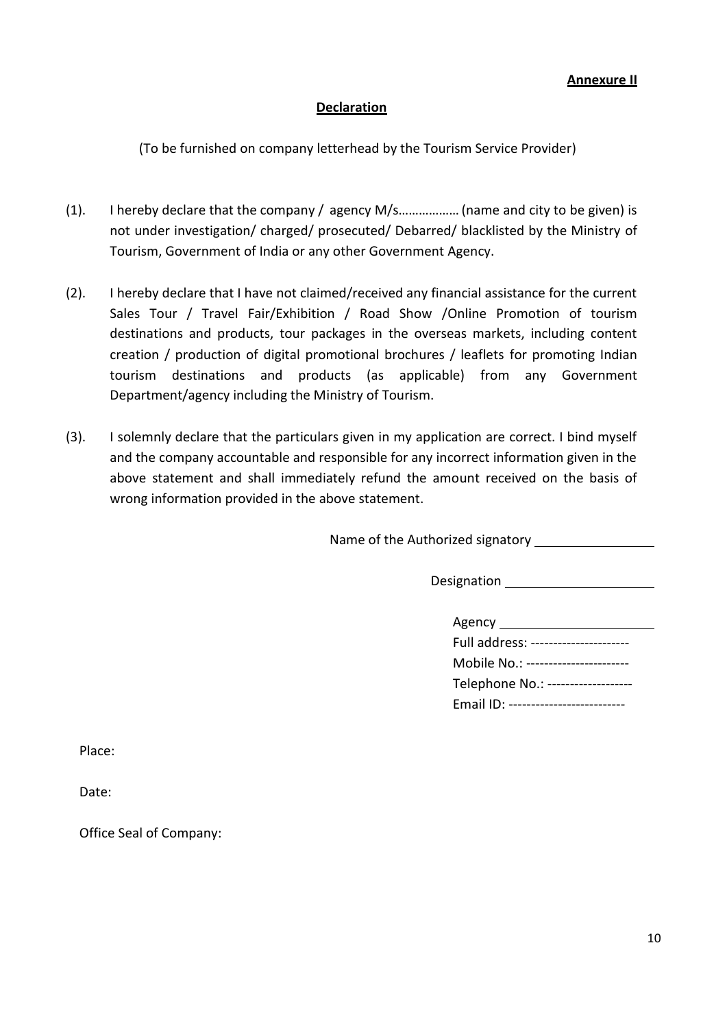**Annexure II**

## Declaration

(To be furnished on company letterhead by the Tourism Service Provider)

(1). I hereby declare that the company / agency M/s……………… (name and city to be given) is not under investigation/ charged/ prosecuted/ Debarred/ blacklisted by the Ministry of Tourism, Government of India or any other Government Agency.

(2). I hereby declare that I have not claimed/received any financial assistance for the current Sales Tour / Travel Fair/Exhibition / Road Show /Online Promotion of tourism destinations and products, tour packages in the overseas markets, including content creation / production of digital promotional brochures / leaflets for promoting Indian tourism destinations and products (as applicable) from any Government Department/agency including the Ministry of Tourism.

(3). I solemnly declare that the particulars given in my application are correct. I bind myself and the company accountable and responsible for any incorrect information given in the above statement and shall immediately refund the amount received on the basis of wrong information provided in the above statement.

Name of the Authorized signatory ________________

Designation ____________________

Agency _____________________

Full address: ----------------------

Mobile No.: -----------------------

Telephone No.: -------------------

Email ID: --------------------------

Place:

Date:

Office Seal of Company: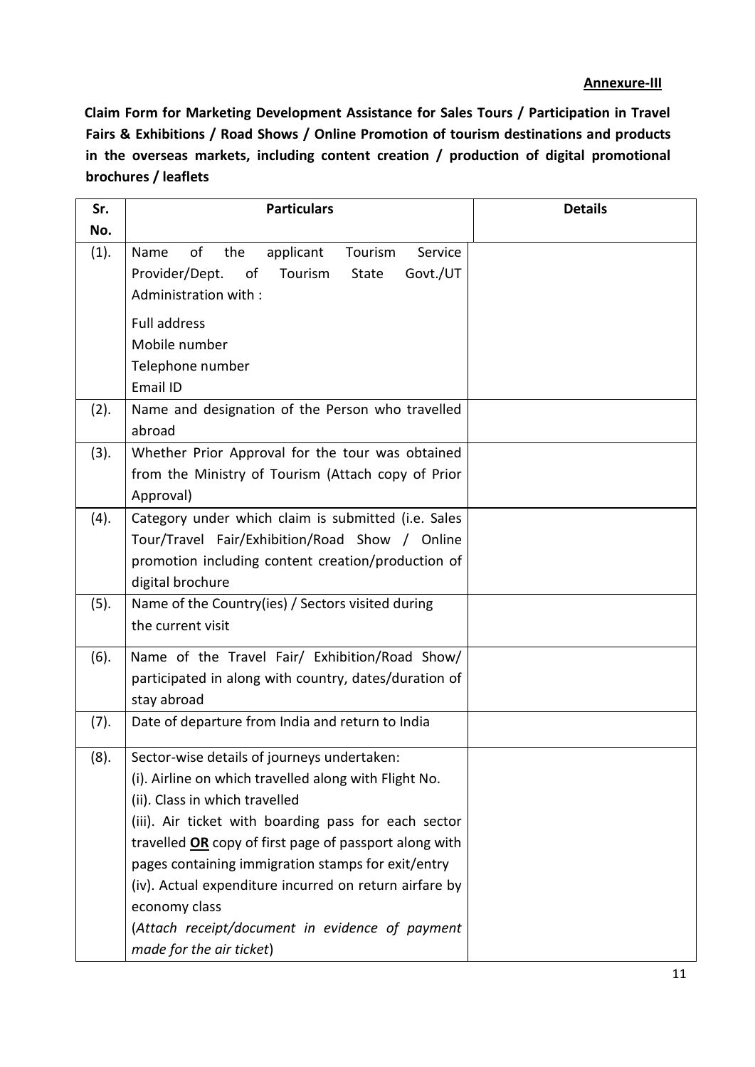**Annexure-III**

**Claim Form for Marketing Development Assistance for Sales Tours / Participation in Travel Fairs & Exhibitions / Road Shows / Online Promotion of tourism destinations and products in the overseas markets, including content creation / production of digital promotional brochures / leaflets**

| Sr. No. | Particulars | Details |
|---|---|---|
| (1). | Name of the applicant Tourism Service Provider/Dept. of Tourism State Govt./UT Administration with :<br><br>Full address<br>Mobile number<br>Telephone number<br>Email ID | |
| (2). | Name and designation of the Person who travelled abroad | |
| (3). | Whether Prior Approval for the tour was obtained from the Ministry of Tourism (Attach copy of Prior Approval) | |
| (4). | Category under which claim is submitted (i.e. Sales Tour/Travel Fair/Exhibition/Road Show / Online promotion including content creation/production of digital brochure | |
| (5). | Name of the Country(ies) / Sectors visited during the current visit | |
| (6). | Name of the Travel Fair/ Exhibition/Road Show/ participated in along with country, dates/duration of stay abroad | |
| (7). | Date of departure from India and return to India | |
| (8). | Sector-wise details of journeys undertaken:<br>(i). Airline on which travelled along with Flight No.<br>(ii). Class in which travelled<br>(iii). Air ticket with boarding pass for each sector travelled **OR** copy of first page of passport along with pages containing immigration stamps for exit/entry<br>(iv). Actual expenditure incurred on return airfare by economy class<br>(*Attach receipt/document in evidence of payment made for the air ticket*) | |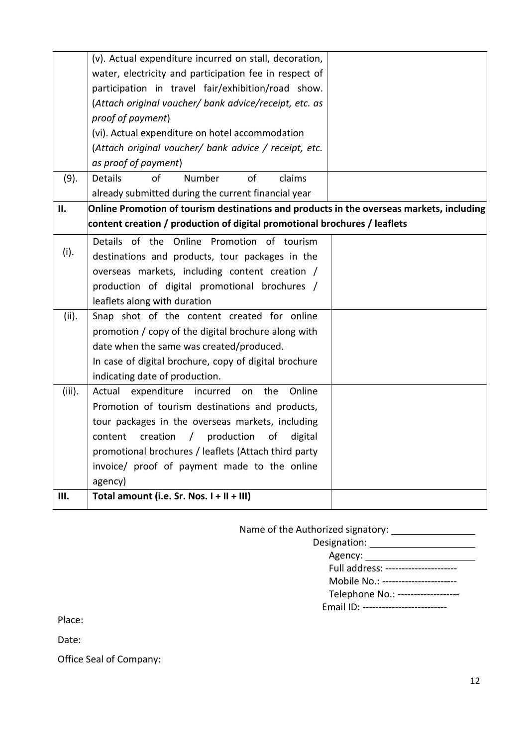|  |  |  |
| --- | --- | --- |
|  | (v). Actual expenditure incurred on stall, decoration, water, electricity and participation fee in respect of participation in travel fair/exhibition/road show. (*Attach original voucher/ bank advice/receipt, etc. as proof of payment*)<br>(vi). Actual expenditure on hotel accommodation (*Attach original voucher/ bank advice / receipt, etc. as proof of payment*) |  |
| (9). | Details of Number of claims already submitted during the current financial year |  |
| **II.** | **Online Promotion of tourism destinations and products in the overseas markets, including content creation / production of digital promotional brochures / leaflets** |  |
| (i). | Details of the Online Promotion of tourism destinations and products, tour packages in the overseas markets, including content creation / production of digital promotional brochures / leaflets along with duration |  |
| (ii). | Snap shot of the content created for online promotion / copy of the digital brochure along with date when the same was created/produced.<br>In case of digital brochure, copy of digital brochure indicating date of production. |  |
| (iii). | Actual expenditure incurred on the Online Promotion of tourism destinations and products, tour packages in the overseas markets, including content creation / production of digital promotional brochures / leaflets (Attach third party invoice/ proof of payment made to the online agency) |  |
| **III.** | **Total amount (i.e. Sr. Nos. I + II + III)** |  |

Name of the Authorized signatory: ________________

Designation: ____________________

Agency: ______________________

Full address: ----------------------

Mobile No.: -----------------------

Telephone No.: -------------------

Email ID: --------------------------

Place:

Date:

Office Seal of Company: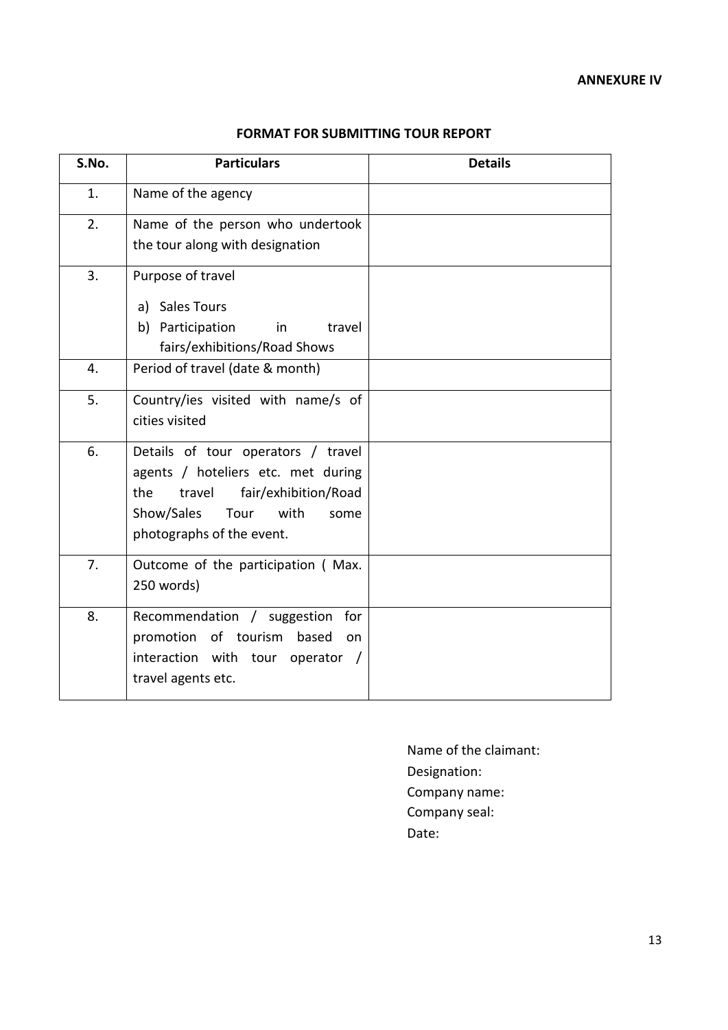**ANNEXURE IV**

## FORMAT FOR SUBMITTING TOUR REPORT

| S.No. | Particulars | Details |
|---|---|---|
| 1. | Name of the agency | |
| 2. | Name of the person who undertook the tour along with designation | |
| 3. | Purpose of travel<br>a) Sales Tours<br>b) Participation in travel fairs/exhibitions/Road Shows | |
| 4. | Period of travel (date & month) | |
| 5. | Country/ies visited with name/s of cities visited | |
| 6. | Details of tour operators / travel agents / hoteliers etc. met during the travel fair/exhibition/Road Show/Sales Tour with some photographs of the event. | |
| 7. | Outcome of the participation ( Max. 250 words) | |
| 8. | Recommendation / suggestion for promotion of tourism based on interaction with tour operator / travel agents etc. | |

Name of the claimant:
Designation:
Company name:
Company seal:
Date: